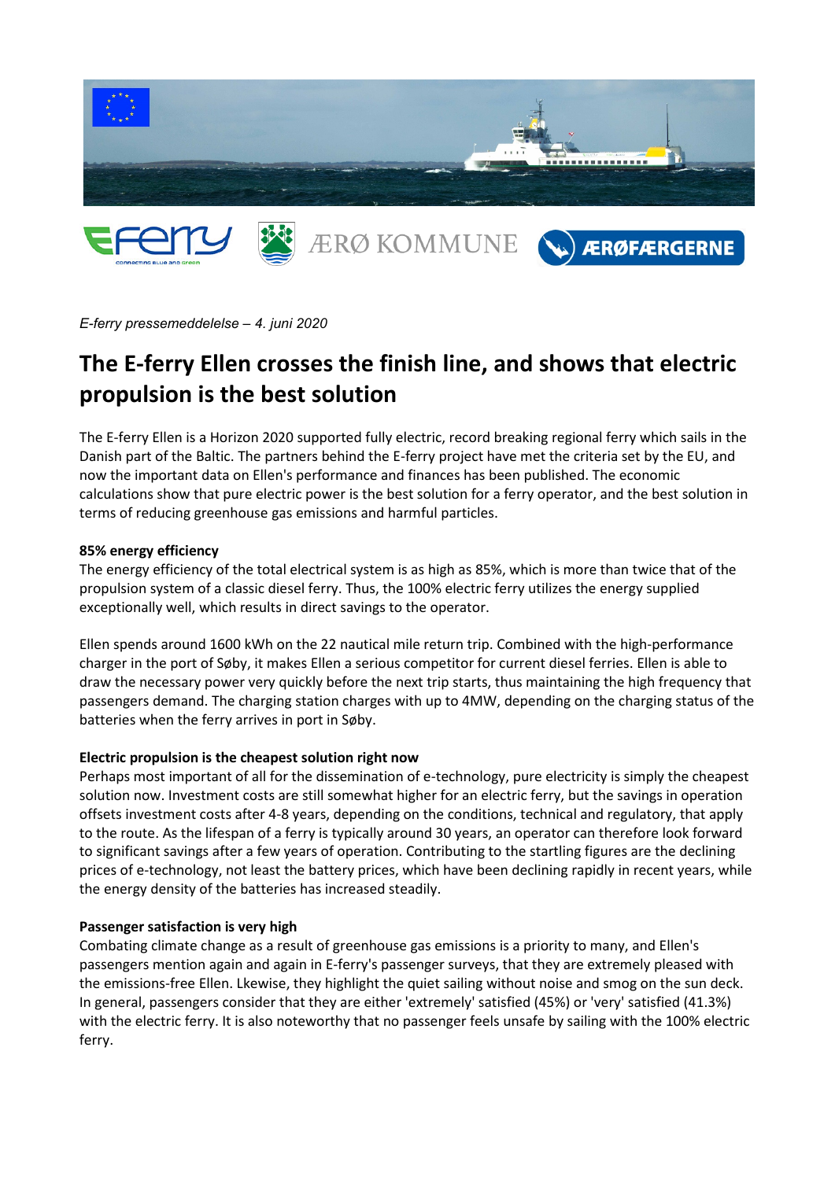*E-ferry pressemeddelelse – 4. juni 2020*

# The E-ferry Ellen crosses the finish line, and shows that electric propulsion is the best solution

The E-ferry Ellen is a Horizon 2020 supported fully electric, record breaking regional ferry which sails in the Danish part of the Baltic. The partners behind the E-ferry project have met the criteria set by the EU, and now the important data on Ellen's performance and finances has been published. The economic calculations show that pure electric power is the best solution for a ferry operator, and the best solution in terms of reducing greenhouse gas emissions and harmful particles.

**85% energy efficiency**
The energy efficiency of the total electrical system is as high as 85%, which is more than twice that of the propulsion system of a classic diesel ferry. Thus, the 100% electric ferry utilizes the energy supplied exceptionally well, which results in direct savings to the operator.

Ellen spends around 1600 kWh on the 22 nautical mile return trip. Combined with the high-performance charger in the port of Søby, it makes Ellen a serious competitor for current diesel ferries. Ellen is able to draw the necessary power very quickly before the next trip starts, thus maintaining the high frequency that passengers demand. The charging station charges with up to 4MW, depending on the charging status of the batteries when the ferry arrives in port in Søby.

**Electric propulsion is the cheapest solution right now**
Perhaps most important of all for the dissemination of e-technology, pure electricity is simply the cheapest solution now. Investment costs are still somewhat higher for an electric ferry, but the savings in operation offsets investment costs after 4-8 years, depending on the conditions, technical and regulatory, that apply to the route. As the lifespan of a ferry is typically around 30 years, an operator can therefore look forward to significant savings after a few years of operation. Contributing to the startling figures are the declining prices of e-technology, not least the battery prices, which have been declining rapidly in recent years, while the energy density of the batteries has increased steadily.

**Passenger satisfaction is very high**
Combating climate change as a result of greenhouse gas emissions is a priority to many, and Ellen's passengers mention again and again in E-ferry's passenger surveys, that they are extremely pleased with the emissions-free Ellen. Lkewise, they highlight the quiet sailing without noise and smog on the sun deck. In general, passengers consider that they are either 'extremely' satisfied (45%) or 'very' satisfied (41.3%) with the electric ferry. It is also noteworthy that no passenger feels unsafe by sailing with the 100% electric ferry.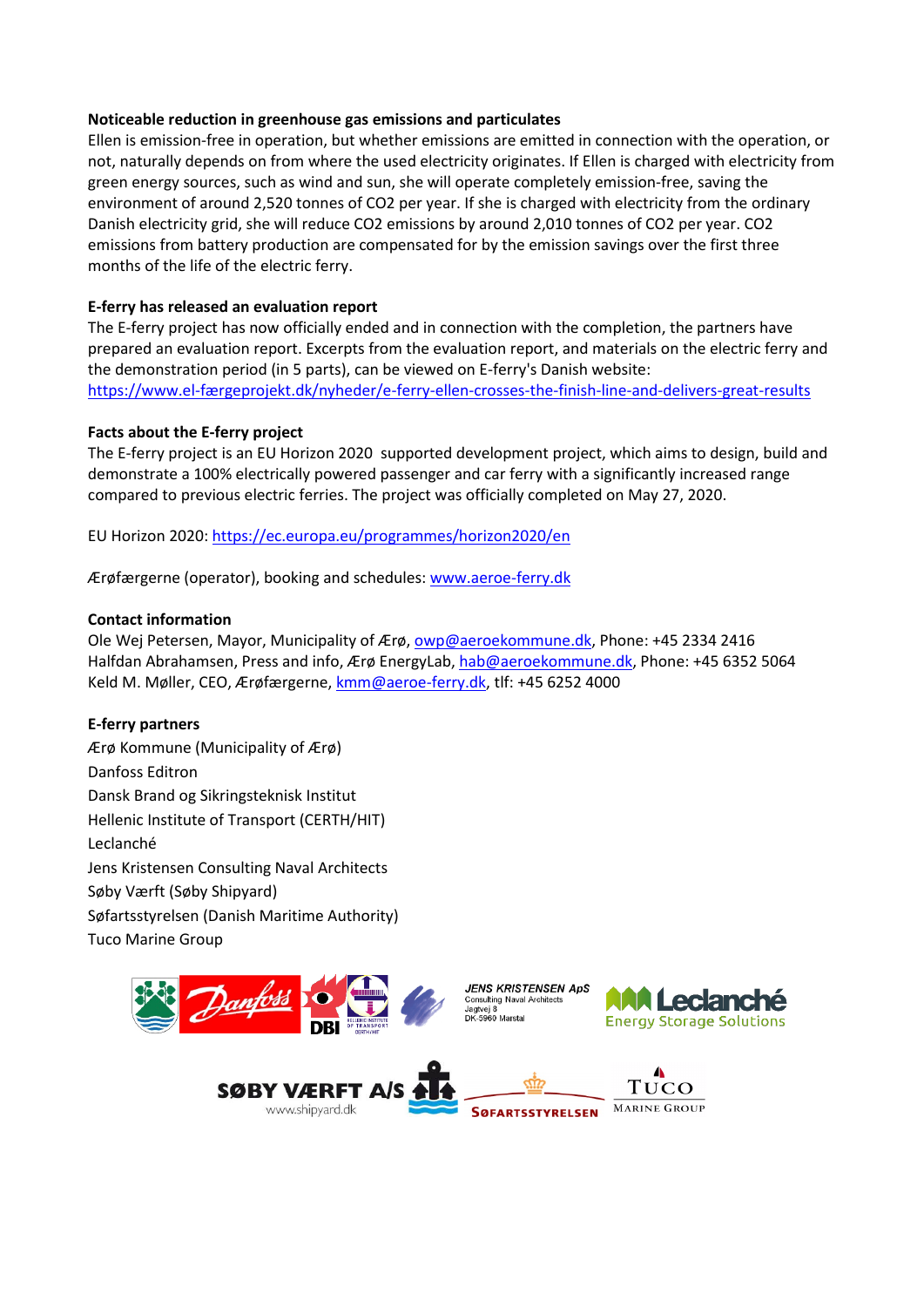**Noticeable reduction in greenhouse gas emissions and particulates**

Ellen is emission-free in operation, but whether emissions are emitted in connection with the operation, or not, naturally depends on from where the used electricity originates. If Ellen is charged with electricity from green energy sources, such as wind and sun, she will operate completely emission-free, saving the environment of around 2,520 tonnes of $CO_2$ per year. If she is charged with electricity from the ordinary Danish electricity grid, she will reduce $CO_2$ emissions by around 2,010 tonnes of $CO_2$ per year. $CO_2$ emissions from battery production are compensated for by the emission savings over the first three months of the life of the electric ferry.

**E-ferry has released an evaluation report**

The E-ferry project has now officially ended and in connection with the completion, the partners have prepared an evaluation report. Excerpts from the evaluation report, and materials on the electric ferry and the demonstration period (in 5 parts), can be viewed on E-ferry's Danish website: https://www.el-færgeprojekt.dk/nyheder/e-ferry-ellen-crosses-the-finish-line-and-delivers-great-results

**Facts about the E-ferry project**

The E-ferry project is an EU Horizon 2020 supported development project, which aims to design, build and demonstrate a 100% electrically powered passenger and car ferry with a significantly increased range compared to previous electric ferries. The project was officially completed on May 27, 2020.

EU Horizon 2020: https://ec.europa.eu/programmes/horizon2020/en

Ærøfærgerne (operator), booking and schedules: www.aeroe-ferry.dk

**Contact information**

Ole Wej Petersen, Mayor, Municipality of Ærø, owp@aeroekommune.dk, Phone: +45 2334 2416
Halfdan Abrahamsen, Press and info, Ærø EnergyLab, hab@aeroekommune.dk, Phone: +45 6352 5064
Keld M. Møller, CEO, Ærøfærgerne, kmm@aeroe-ferry.dk, tlf: +45 6252 4000

**E-ferry partners**

Ærø Kommune (Municipality of Ærø)
Danfoss Editron
Dansk Brand og Sikringsteknisk Institut
Hellenic Institute of Transport (CERTH/HIT)
Leclanché
Jens Kristensen Consulting Naval Architects
Søby Værft (Søby Shipyard)
Søfartsstyrelsen (Danish Maritime Authority)
Tuco Marine Group